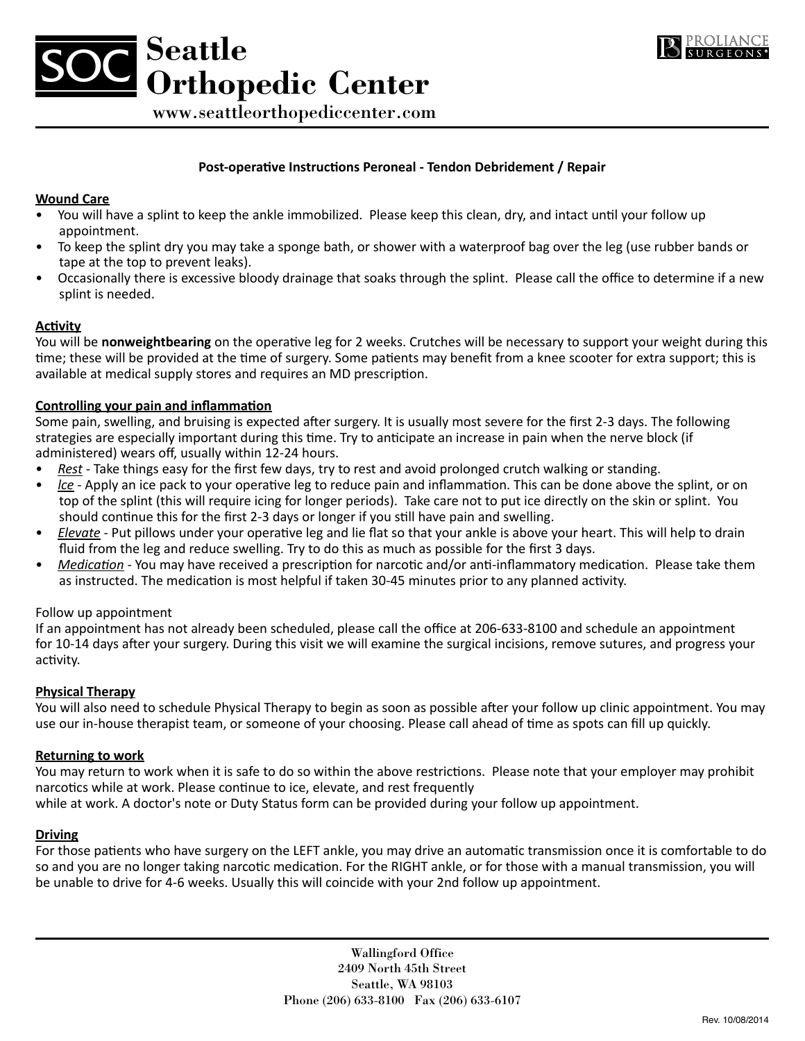# Seattle Orthopedic Center

www.seattleorthopediccenter.com

## Post-operative Instructions Peroneal - Tendon Debridement / Repair

### Wound Care

- You will have a splint to keep the ankle immobilized. Please keep this clean, dry, and intact until your follow up appointment.
- To keep the splint dry you may take a sponge bath, or shower with a waterproof bag over the leg (use rubber bands or tape at the top to prevent leaks).
- Occasionally there is excessive bloody drainage that soaks through the splint. Please call the office to determine if a new splint is needed.

### Activity

You will be **nonweightbearing** on the operative leg for 2 weeks. Crutches will be necessary to support your weight during this time; these will be provided at the time of surgery. Some patients may benefit from a knee scooter for extra support; this is available at medical supply stores and requires an MD prescription.

### Controlling your pain and inflammation

Some pain, swelling, and bruising is expected after surgery. It is usually most severe for the first 2-3 days. The following strategies are especially important during this time. Try to anticipate an increase in pain when the nerve block (if administered) wears off, usually within 12-24 hours.

- *Rest* - Take things easy for the first few days, try to rest and avoid prolonged crutch walking or standing.
- *Ice* - Apply an ice pack to your operative leg to reduce pain and inflammation. This can be done above the splint, or on top of the splint (this will require icing for longer periods). Take care not to put ice directly on the skin or splint. You should continue this for the first 2-3 days or longer if you still have pain and swelling.
- *Elevate* - Put pillows under your operative leg and lie flat so that your ankle is above your heart. This will help to drain fluid from the leg and reduce swelling. Try to do this as much as possible for the first 3 days.
- *Medication* - You may have received a prescription for narcotic and/or anti-inflammatory medication. Please take them as instructed. The medication is most helpful if taken 30-45 minutes prior to any planned activity.

Follow up appointment

If an appointment has not already been scheduled, please call the office at 206-633-8100 and schedule an appointment for 10-14 days after your surgery. During this visit we will examine the surgical incisions, remove sutures, and progress your activity.

### Physical Therapy

You will also need to schedule Physical Therapy to begin as soon as possible after your follow up clinic appointment. You may use our in-house therapist team, or someone of your choosing. Please call ahead of time as spots can fill up quickly.

### Returning to work

You may return to work when it is safe to do so within the above restrictions. Please note that your employer may prohibit narcotics while at work. Please continue to ice, elevate, and rest frequently while at work. A doctor's note or Duty Status form can be provided during your follow up appointment.

### Driving

For those patients who have surgery on the LEFT ankle, you may drive an automatic transmission once it is comfortable to do so and you are no longer taking narcotic medication. For the RIGHT ankle, or for those with a manual transmission, you will be unable to drive for 4-6 weeks. Usually this will coincide with your 2nd follow up appointment.

Wallingford Office
2409 North 45th Street
Seattle, WA 98103
Phone (206) 633-8100 Fax (206) 633-6107

Rev. 10/08/2014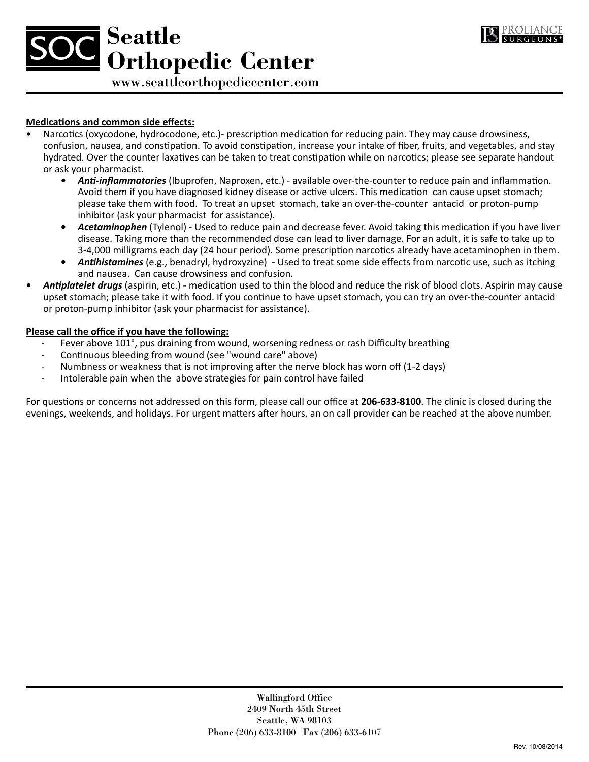# Seattle Orthopedic Center

www.seattleorthopediccenter.com

**Medications and common side effects:**

- Narcotics (oxycodone, hydrocodone, etc.)- prescription medication for reducing pain. They may cause drowsiness, confusion, nausea, and constipation. To avoid constipation, increase your intake of fiber, fruits, and vegetables, and stay hydrated. Over the counter laxatives can be taken to treat constipation while on narcotics; please see separate handout or ask your pharmacist.
    - ***Anti-inflammatories*** (Ibuprofen, Naproxen, etc.) - available over-the-counter to reduce pain and inflammation. Avoid them if you have diagnosed kidney disease or active ulcers. This medication can cause upset stomach; please take them with food. To treat an upset stomach, take an over-the-counter antacid or proton-pump inhibitor (ask your pharmacist for assistance).
    - ***Acetaminophen*** (Tylenol) - Used to reduce pain and decrease fever. Avoid taking this medication if you have liver disease. Taking more than the recommended dose can lead to liver damage. For an adult, it is safe to take up to 3-4,000 milligrams each day (24 hour period). Some prescription narcotics already have acetaminophen in them.
    - ***Antihistamines*** (e.g., benadryl, hydroxyzine) - Used to treat some side effects from narcotic use, such as itching and nausea. Can cause drowsiness and confusion.
- ***Antiplatelet drugs*** (aspirin, etc.) - medication used to thin the blood and reduce the risk of blood clots. Aspirin may cause upset stomach; please take it with food. If you continue to have upset stomach, you can try an over-the-counter antacid or proton-pump inhibitor (ask your pharmacist for assistance).

**Please call the office if you have the following:**

- Fever above 101°, pus draining from wound, worsening redness or rash Difficulty breathing
- Continuous bleeding from wound (see "wound care" above)
- Numbness or weakness that is not improving after the nerve block has worn off (1-2 days)
- Intolerable pain when the above strategies for pain control have failed

For questions or concerns not addressed on this form, please call our office at **206-633-8100**. The clinic is closed during the evenings, weekends, and holidays. For urgent matters after hours, an on call provider can be reached at the above number.

Wallingford Office
2409 North 45th Street
Seattle, WA 98103
Phone (206) 633-8100 Fax (206) 633-6107

Rev. 10/08/2014